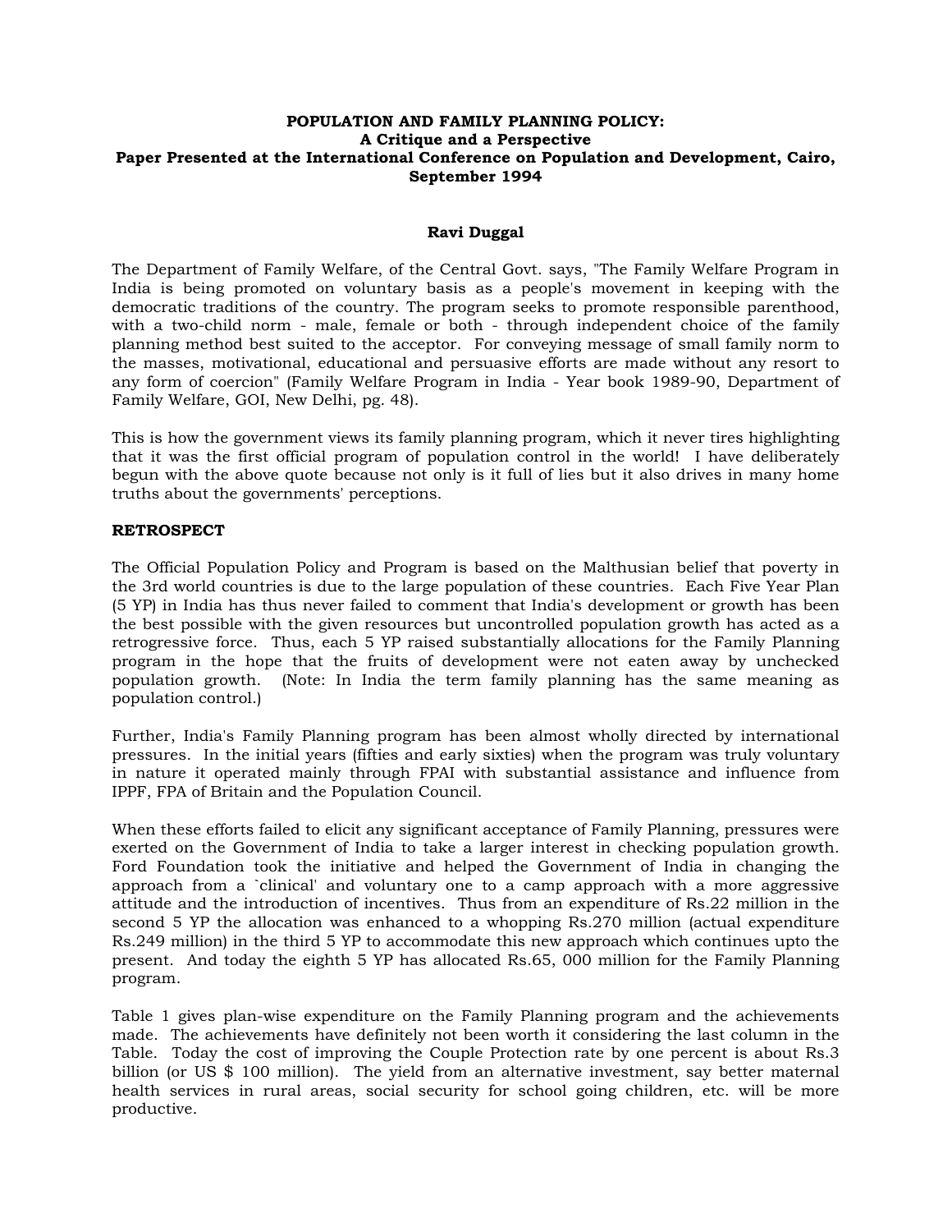**POPULATION AND FAMILY PLANNING POLICY:**
**A Critique and a Perspective**
**Paper Presented at the International Conference on Population and Development, Cairo, September 1994**

**Ravi Duggal**

The Department of Family Welfare, of the Central Govt. says, "The Family Welfare Program in India is being promoted on voluntary basis as a people's movement in keeping with the democratic traditions of the country. The program seeks to promote responsible parenthood, with a two-child norm - male, female or both - through independent choice of the family planning method best suited to the acceptor. For conveying message of small family norm to the masses, motivational, educational and persuasive efforts are made without any resort to any form of coercion" (Family Welfare Program in India - Year book 1989-90, Department of Family Welfare, GOI, New Delhi, pg. 48).

This is how the government views its family planning program, which it never tires highlighting that it was the first official program of population control in the world! I have deliberately begun with the above quote because not only is it full of lies but it also drives in many home truths about the governments' perceptions.

**RETROSPECT**

The Official Population Policy and Program is based on the Malthusian belief that poverty in the 3rd world countries is due to the large population of these countries. Each Five Year Plan (5 YP) in India has thus never failed to comment that India's development or growth has been the best possible with the given resources but uncontrolled population growth has acted as a retrogressive force. Thus, each 5 YP raised substantially allocations for the Family Planning program in the hope that the fruits of development were not eaten away by unchecked population growth. (Note: In India the term family planning has the same meaning as population control.)

Further, India's Family Planning program has been almost wholly directed by international pressures. In the initial years (fifties and early sixties) when the program was truly voluntary in nature it operated mainly through FPAI with substantial assistance and influence from IPPF, FPA of Britain and the Population Council.

When these efforts failed to elicit any significant acceptance of Family Planning, pressures were exerted on the Government of India to take a larger interest in checking population growth. Ford Foundation took the initiative and helped the Government of India in changing the approach from a `clinical' and voluntary one to a camp approach with a more aggressive attitude and the introduction of incentives. Thus from an expenditure of Rs.22 million in the second 5 YP the allocation was enhanced to a whopping Rs.270 million (actual expenditure Rs.249 million) in the third 5 YP to accommodate this new approach which continues upto the present. And today the eighth 5 YP has allocated Rs.65, 000 million for the Family Planning program.

Table 1 gives plan-wise expenditure on the Family Planning program and the achievements made. The achievements have definitely not been worth it considering the last column in the Table. Today the cost of improving the Couple Protection rate by one percent is about Rs.3 billion (or US $ 100 million). The yield from an alternative investment, say better maternal health services in rural areas, social security for school going children, etc. will be more productive.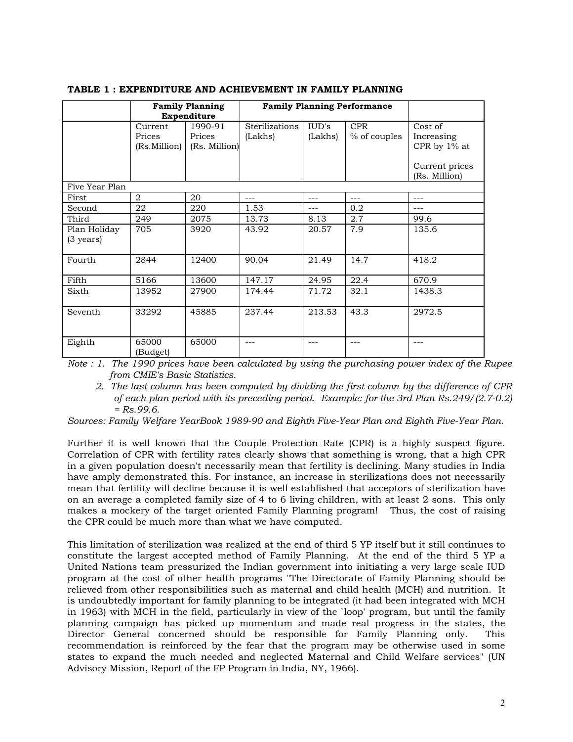**TABLE 1 : EXPENDITURE AND ACHIEVEMENT IN FAMILY PLANNING**

| | Family Planning Expenditure | | Family Planning Performance | | | |
|---|---|---|---|---|---|---|
| | Current Prices (Rs.Million) | 1990-91 Prices (Rs. Million) | Sterilizations (Lakhs) | IUD's (Lakhs) | CPR % of couples | Cost of Increasing CPR by 1% at Current prices (Rs. Million) |
| Five Year Plan | | | | | | |
| First | 2 | 20 | --- | --- | --- | --- |
| Second | 22 | 220 | 1.53 | --- | 0.2 | --- |
| Third | 249 | 2075 | 13.73 | 8.13 | 2.7 | 99.6 |
| Plan Holiday (3 years) | 705 | 3920 | 43.92 | 20.57 | 7.9 | 135.6 |
| Fourth | 2844 | 12400 | 90.04 | 21.49 | 14.7 | 418.2 |
| Fifth | 5166 | 13600 | 147.17 | 24.95 | 22.4 | 670.9 |
| Sixth | 13952 | 27900 | 174.44 | 71.72 | 32.1 | 1438.3 |
| Seventh | 33292 | 45885 | 237.44 | 213.53 | 43.3 | 2972.5 |
| Eighth | 65000 (Budget) | 65000 | --- | --- | --- | --- |

*Note : 1. The 1990 prices have been calculated by using the purchasing power index of the Rupee from CMIE's Basic Statistics.*

*2. The last column has been computed by dividing the first column by the difference of CPR of each plan period with its preceding period. Example: for the 3rd Plan Rs.249/(2.7-0.2) = Rs.99.6.*

*Sources: Family Welfare YearBook 1989-90 and Eighth Five-Year Plan and Eighth Five-Year Plan.*

Further it is well known that the Couple Protection Rate (CPR) is a highly suspect figure. Correlation of CPR with fertility rates clearly shows that something is wrong, that a high CPR in a given population doesn't necessarily mean that fertility is declining. Many studies in India have amply demonstrated this. For instance, an increase in sterilizations does not necessarily mean that fertility will decline because it is well established that acceptors of sterilization have on an average a completed family size of 4 to 6 living children, with at least 2 sons. This only makes a mockery of the target oriented Family Planning program! Thus, the cost of raising the CPR could be much more than what we have computed.

This limitation of sterilization was realized at the end of third 5 YP itself but it still continues to constitute the largest accepted method of Family Planning. At the end of the third 5 YP a United Nations team pressurized the Indian government into initiating a very large scale IUD program at the cost of other health programs "The Directorate of Family Planning should be relieved from other responsibilities such as maternal and child health (MCH) and nutrition. It is undoubtedly important for family planning to be integrated (it had been integrated with MCH in 1963) with MCH in the field, particularly in view of the `loop' program, but until the family planning campaign has picked up momentum and made real progress in the states, the Director General concerned should be responsible for Family Planning only. This recommendation is reinforced by the fear that the program may be otherwise used in some states to expand the much needed and neglected Maternal and Child Welfare services" (UN Advisory Mission, Report of the FP Program in India, NY, 1966).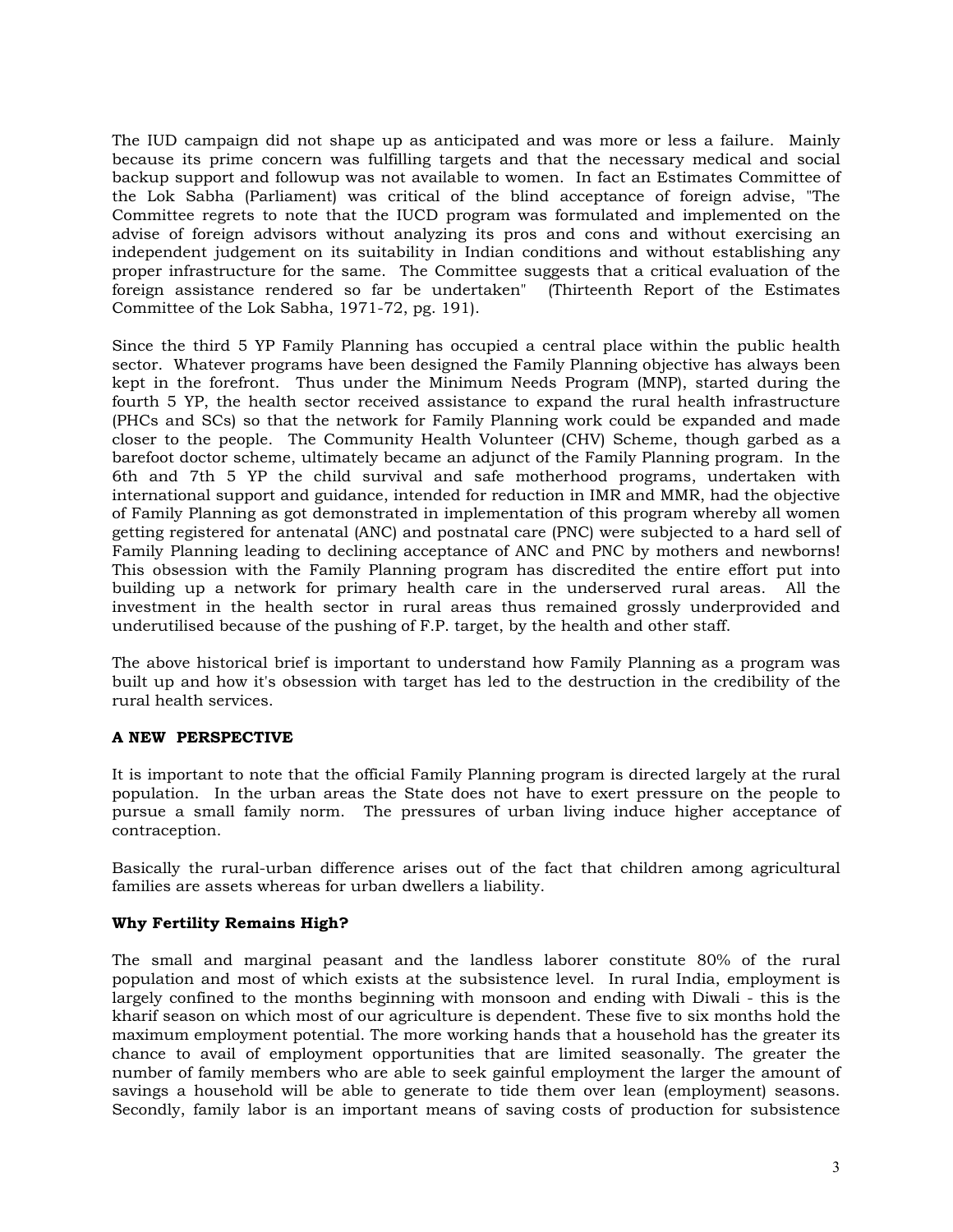The IUD campaign did not shape up as anticipated and was more or less a failure. Mainly because its prime concern was fulfilling targets and that the necessary medical and social backup support and followup was not available to women. In fact an Estimates Committee of the Lok Sabha (Parliament) was critical of the blind acceptance of foreign advise, "The Committee regrets to note that the IUCD program was formulated and implemented on the advise of foreign advisors without analyzing its pros and cons and without exercising an independent judgement on its suitability in Indian conditions and without establishing any proper infrastructure for the same. The Committee suggests that a critical evaluation of the foreign assistance rendered so far be undertaken" (Thirteenth Report of the Estimates Committee of the Lok Sabha, 1971-72, pg. 191).

Since the third 5 YP Family Planning has occupied a central place within the public health sector. Whatever programs have been designed the Family Planning objective has always been kept in the forefront. Thus under the Minimum Needs Program (MNP), started during the fourth 5 YP, the health sector received assistance to expand the rural health infrastructure (PHCs and SCs) so that the network for Family Planning work could be expanded and made closer to the people. The Community Health Volunteer (CHV) Scheme, though garbed as a barefoot doctor scheme, ultimately became an adjunct of the Family Planning program. In the 6th and 7th 5 YP the child survival and safe motherhood programs, undertaken with international support and guidance, intended for reduction in IMR and MMR, had the objective of Family Planning as got demonstrated in implementation of this program whereby all women getting registered for antenatal (ANC) and postnatal care (PNC) were subjected to a hard sell of Family Planning leading to declining acceptance of ANC and PNC by mothers and newborns! This obsession with the Family Planning program has discredited the entire effort put into building up a network for primary health care in the underserved rural areas. All the investment in the health sector in rural areas thus remained grossly underprovided and underutilised because of the pushing of F.P. target, by the health and other staff.

The above historical brief is important to understand how Family Planning as a program was built up and how it's obsession with target has led to the destruction in the credibility of the rural health services.

**A NEW PERSPECTIVE**

It is important to note that the official Family Planning program is directed largely at the rural population. In the urban areas the State does not have to exert pressure on the people to pursue a small family norm. The pressures of urban living induce higher acceptance of contraception.

Basically the rural-urban difference arises out of the fact that children among agricultural families are assets whereas for urban dwellers a liability.

**Why Fertility Remains High?**

The small and marginal peasant and the landless laborer constitute 80% of the rural population and most of which exists at the subsistence level. In rural India, employment is largely confined to the months beginning with monsoon and ending with Diwali - this is the kharif season on which most of our agriculture is dependent. These five to six months hold the maximum employment potential. The more working hands that a household has the greater its chance to avail of employment opportunities that are limited seasonally. The greater the number of family members who are able to seek gainful employment the larger the amount of savings a household will be able to generate to tide them over lean (employment) seasons. Secondly, family labor is an important means of saving costs of production for subsistence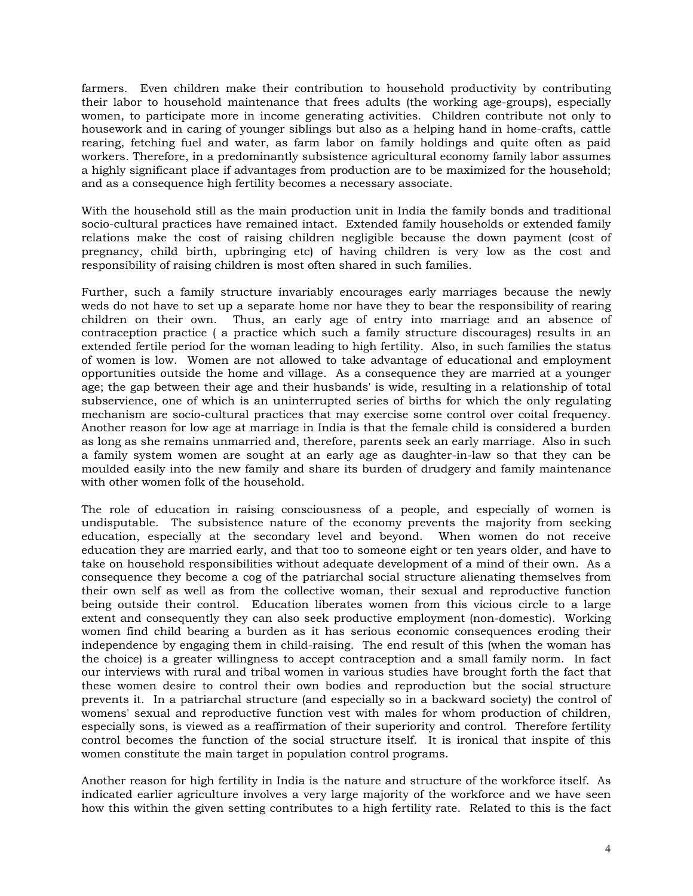farmers. Even children make their contribution to household productivity by contributing their labor to household maintenance that frees adults (the working age-groups), especially women, to participate more in income generating activities. Children contribute not only to housework and in caring of younger siblings but also as a helping hand in home-crafts, cattle rearing, fetching fuel and water, as farm labor on family holdings and quite often as paid workers. Therefore, in a predominantly subsistence agricultural economy family labor assumes a highly significant place if advantages from production are to be maximized for the household; and as a consequence high fertility becomes a necessary associate.

With the household still as the main production unit in India the family bonds and traditional socio-cultural practices have remained intact. Extended family households or extended family relations make the cost of raising children negligible because the down payment (cost of pregnancy, child birth, upbringing etc) of having children is very low as the cost and responsibility of raising children is most often shared in such families.

Further, such a family structure invariably encourages early marriages because the newly weds do not have to set up a separate home nor have they to bear the responsibility of rearing children on their own. Thus, an early age of entry into marriage and an absence of contraception practice ( a practice which such a family structure discourages) results in an extended fertile period for the woman leading to high fertility. Also, in such families the status of women is low. Women are not allowed to take advantage of educational and employment opportunities outside the home and village. As a consequence they are married at a younger age; the gap between their age and their husbands' is wide, resulting in a relationship of total subservience, one of which is an uninterrupted series of births for which the only regulating mechanism are socio-cultural practices that may exercise some control over coital frequency. Another reason for low age at marriage in India is that the female child is considered a burden as long as she remains unmarried and, therefore, parents seek an early marriage. Also in such a family system women are sought at an early age as daughter-in-law so that they can be moulded easily into the new family and share its burden of drudgery and family maintenance with other women folk of the household.

The role of education in raising consciousness of a people, and especially of women is undisputable. The subsistence nature of the economy prevents the majority from seeking education, especially at the secondary level and beyond. When women do not receive education they are married early, and that too to someone eight or ten years older, and have to take on household responsibilities without adequate development of a mind of their own. As a consequence they become a cog of the patriarchal social structure alienating themselves from their own self as well as from the collective woman, their sexual and reproductive function being outside their control. Education liberates women from this vicious circle to a large extent and consequently they can also seek productive employment (non-domestic). Working women find child bearing a burden as it has serious economic consequences eroding their independence by engaging them in child-raising. The end result of this (when the woman has the choice) is a greater willingness to accept contraception and a small family norm. In fact our interviews with rural and tribal women in various studies have brought forth the fact that these women desire to control their own bodies and reproduction but the social structure prevents it. In a patriarchal structure (and especially so in a backward society) the control of womens' sexual and reproductive function vest with males for whom production of children, especially sons, is viewed as a reaffirmation of their superiority and control. Therefore fertility control becomes the function of the social structure itself. It is ironical that inspite of this women constitute the main target in population control programs.

Another reason for high fertility in India is the nature and structure of the workforce itself. As indicated earlier agriculture involves a very large majority of the workforce and we have seen how this within the given setting contributes to a high fertility rate. Related to this is the fact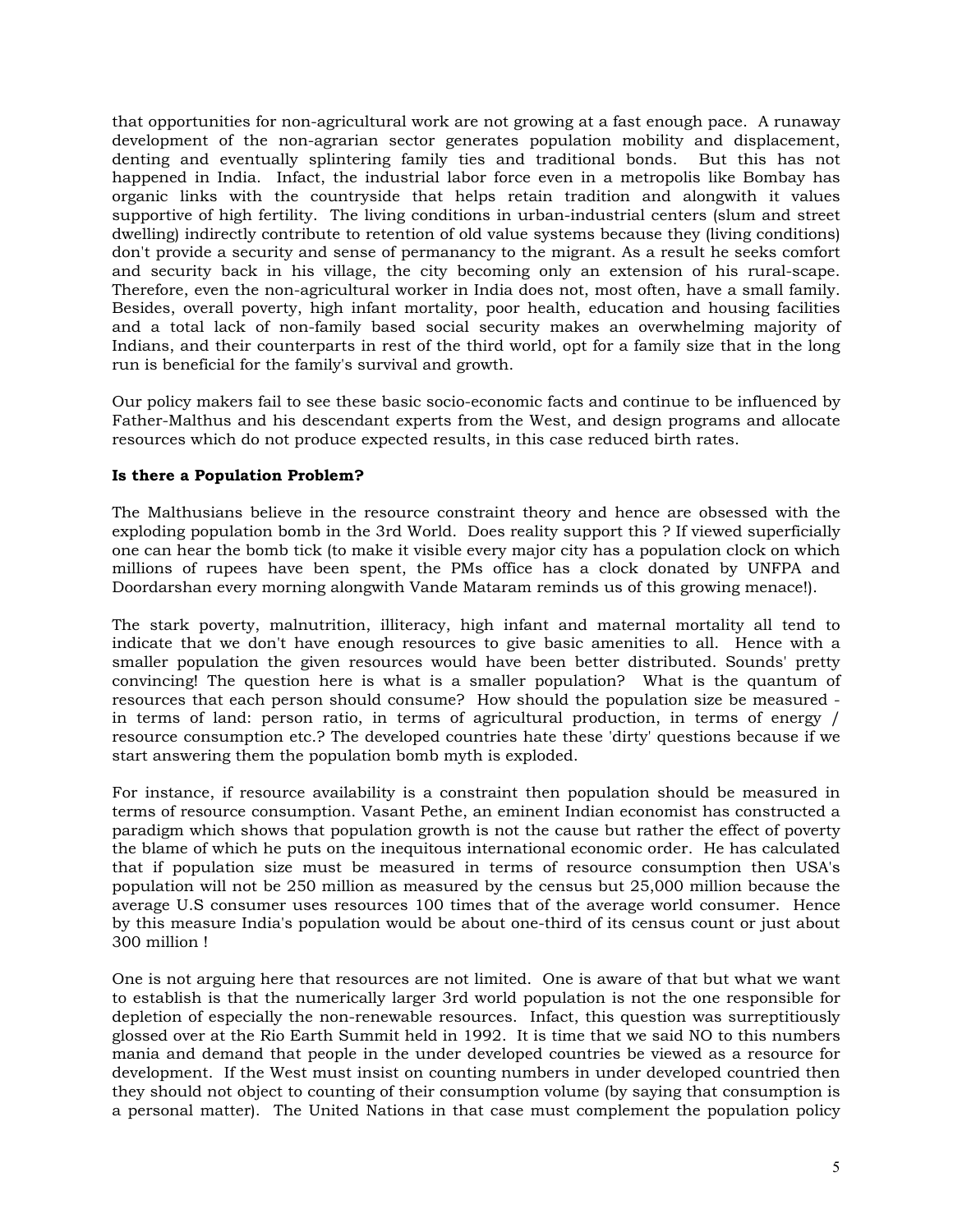that opportunities for non-agricultural work are not growing at a fast enough pace. A runaway development of the non-agrarian sector generates population mobility and displacement, denting and eventually splintering family ties and traditional bonds. But this has not happened in India. Infact, the industrial labor force even in a metropolis like Bombay has organic links with the countryside that helps retain tradition and alongwith it values supportive of high fertility. The living conditions in urban-industrial centers (slum and street dwelling) indirectly contribute to retention of old value systems because they (living conditions) don't provide a security and sense of permanancy to the migrant. As a result he seeks comfort and security back in his village, the city becoming only an extension of his rural-scape. Therefore, even the non-agricultural worker in India does not, most often, have a small family. Besides, overall poverty, high infant mortality, poor health, education and housing facilities and a total lack of non-family based social security makes an overwhelming majority of Indians, and their counterparts in rest of the third world, opt for a family size that in the long run is beneficial for the family's survival and growth.

Our policy makers fail to see these basic socio-economic facts and continue to be influenced by Father-Malthus and his descendant experts from the West, and design programs and allocate resources which do not produce expected results, in this case reduced birth rates.

**Is there a Population Problem?**

The Malthusians believe in the resource constraint theory and hence are obsessed with the exploding population bomb in the 3rd World. Does reality support this ? If viewed superficially one can hear the bomb tick (to make it visible every major city has a population clock on which millions of rupees have been spent, the PMs office has a clock donated by UNFPA and Doordarshan every morning alongwith Vande Mataram reminds us of this growing menace!).

The stark poverty, malnutrition, illiteracy, high infant and maternal mortality all tend to indicate that we don't have enough resources to give basic amenities to all. Hence with a smaller population the given resources would have been better distributed. Sounds' pretty convincing! The question here is what is a smaller population? What is the quantum of resources that each person should consume? How should the population size be measured - in terms of land: person ratio, in terms of agricultural production, in terms of energy / resource consumption etc.? The developed countries hate these 'dirty' questions because if we start answering them the population bomb myth is exploded.

For instance, if resource availability is a constraint then population should be measured in terms of resource consumption. Vasant Pethe, an eminent Indian economist has constructed a paradigm which shows that population growth is not the cause but rather the effect of poverty the blame of which he puts on the inequitous international economic order. He has calculated that if population size must be measured in terms of resource consumption then USA's population will not be 250 million as measured by the census but 25,000 million because the average U.S consumer uses resources 100 times that of the average world consumer. Hence by this measure India's population would be about one-third of its census count or just about 300 million !

One is not arguing here that resources are not limited. One is aware of that but what we want to establish is that the numerically larger 3rd world population is not the one responsible for depletion of especially the non-renewable resources. Infact, this question was surreptitiously glossed over at the Rio Earth Summit held in 1992. It is time that we said NO to this numbers mania and demand that people in the under developed countries be viewed as a resource for development. If the West must insist on counting numbers in under developed countried then they should not object to counting of their consumption volume (by saying that consumption is a personal matter). The United Nations in that case must complement the population policy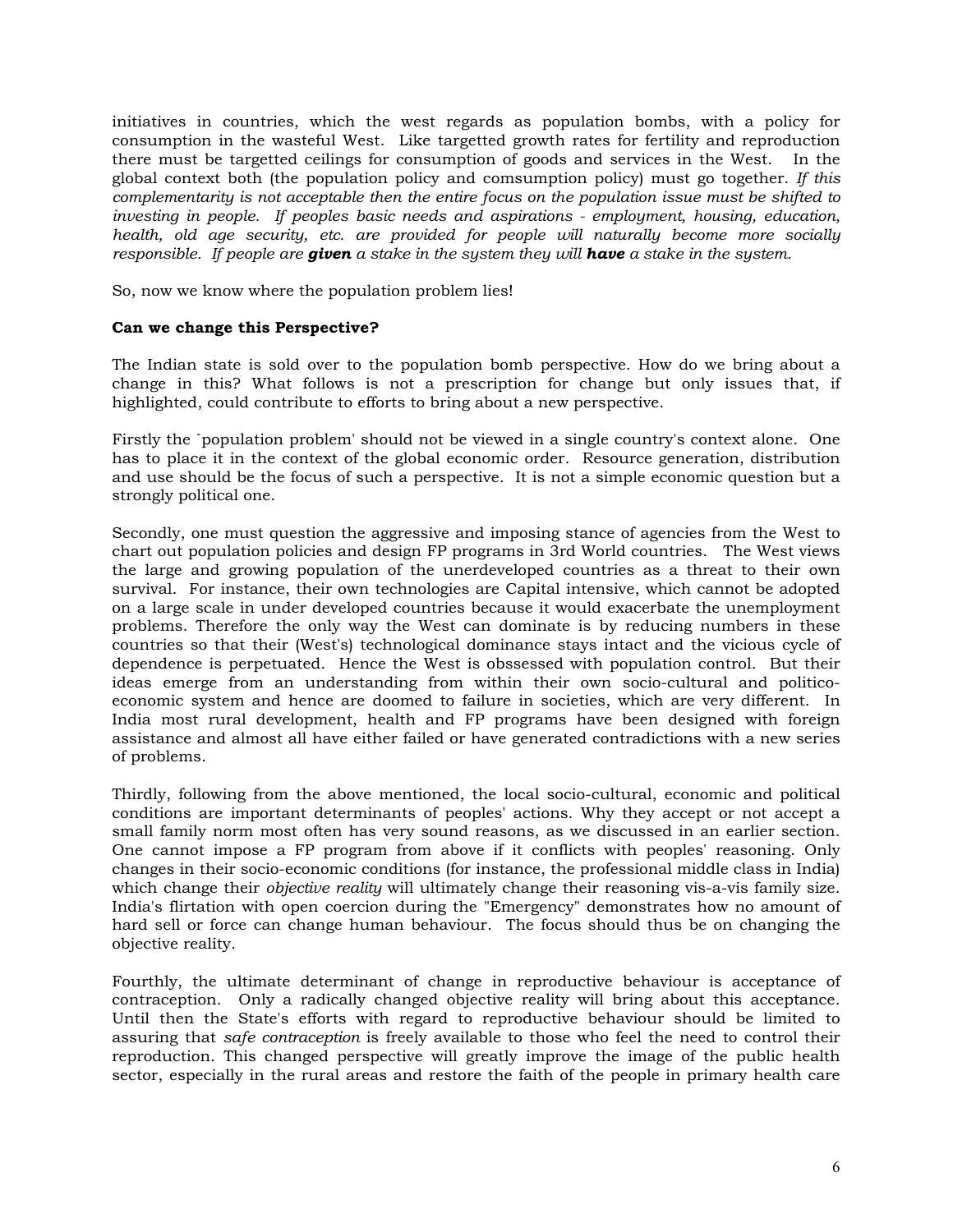initiatives in countries, which the west regards as population bombs, with a policy for consumption in the wasteful West. Like targetted growth rates for fertility and reproduction there must be targetted ceilings for consumption of goods and services in the West. In the global context both (the population policy and comsumption policy) must go together. *If this complementarity is not acceptable then the entire focus on the population issue must be shifted to investing in people. If peoples basic needs and aspirations - employment, housing, education, health, old age security, etc. are provided for people will naturally become more socially responsible. If people are* ***given*** *a stake in the system they will* ***have*** *a stake in the system.*

So, now we know where the population problem lies!

**Can we change this Perspective?**

The Indian state is sold over to the population bomb perspective. How do we bring about a change in this? What follows is not a prescription for change but only issues that, if highlighted, could contribute to efforts to bring about a new perspective.

Firstly the `population problem' should not be viewed in a single country's context alone. One has to place it in the context of the global economic order. Resource generation, distribution and use should be the focus of such a perspective. It is not a simple economic question but a strongly political one.

Secondly, one must question the aggressive and imposing stance of agencies from the West to chart out population policies and design FP programs in 3rd World countries. The West views the large and growing population of the underdeveloped countries as a threat to their own survival. For instance, their own technologies are Capital intensive, which cannot be adopted on a large scale in under developed countries because it would exacerbate the unemployment problems. Therefore the only way the West can dominate is by reducing numbers in these countries so that their (West's) technological dominance stays intact and the vicious cycle of dependence is perpetuated. Hence the West is obssessed with population control. But their ideas emerge from an understanding from within their own socio-cultural and politico-economic system and hence are doomed to failure in societies, which are very different. In India most rural development, health and FP programs have been designed with foreign assistance and almost all have either failed or have generated contradictions with a new series of problems.

Thirdly, following from the above mentioned, the local socio-cultural, economic and political conditions are important determinants of peoples' actions. Why they accept or not accept a small family norm most often has very sound reasons, as we discussed in an earlier section. One cannot impose a FP program from above if it conflicts with peoples' reasoning. Only changes in their socio-economic conditions (for instance, the professional middle class in India) which change their *objective reality* will ultimately change their reasoning vis-a-vis family size. India's flirtation with open coercion during the "Emergency" demonstrates how no amount of hard sell or force can change human behaviour. The focus should thus be on changing the objective reality.

Fourthly, the ultimate determinant of change in reproductive behaviour is acceptance of contraception. Only a radically changed objective reality will bring about this acceptance. Until then the State's efforts with regard to reproductive behaviour should be limited to assuring that *safe contraception* is freely available to those who feel the need to control their reproduction. This changed perspective will greatly improve the image of the public health sector, especially in the rural areas and restore the faith of the people in primary health care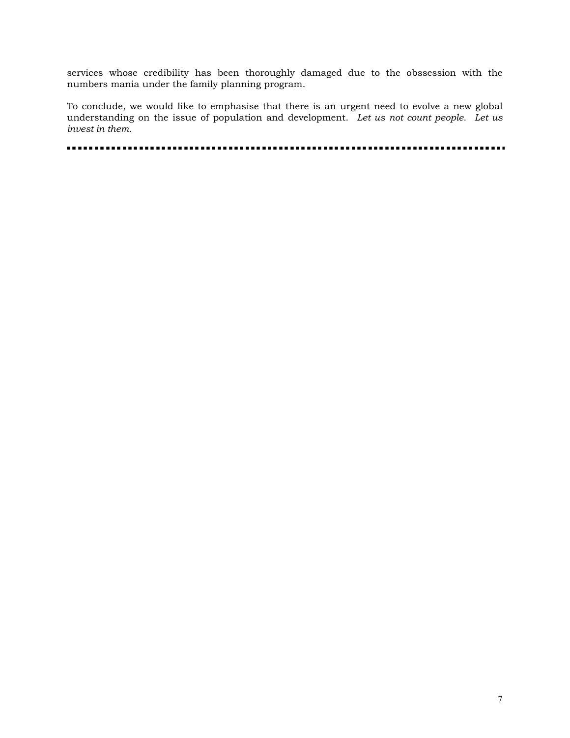services whose credibility has been thoroughly damaged due to the obssession with the numbers mania under the family planning program.

To conclude, we would like to emphasise that there is an urgent need to evolve a new global understanding on the issue of population and development. *Let us not count people. Let us invest in them.*